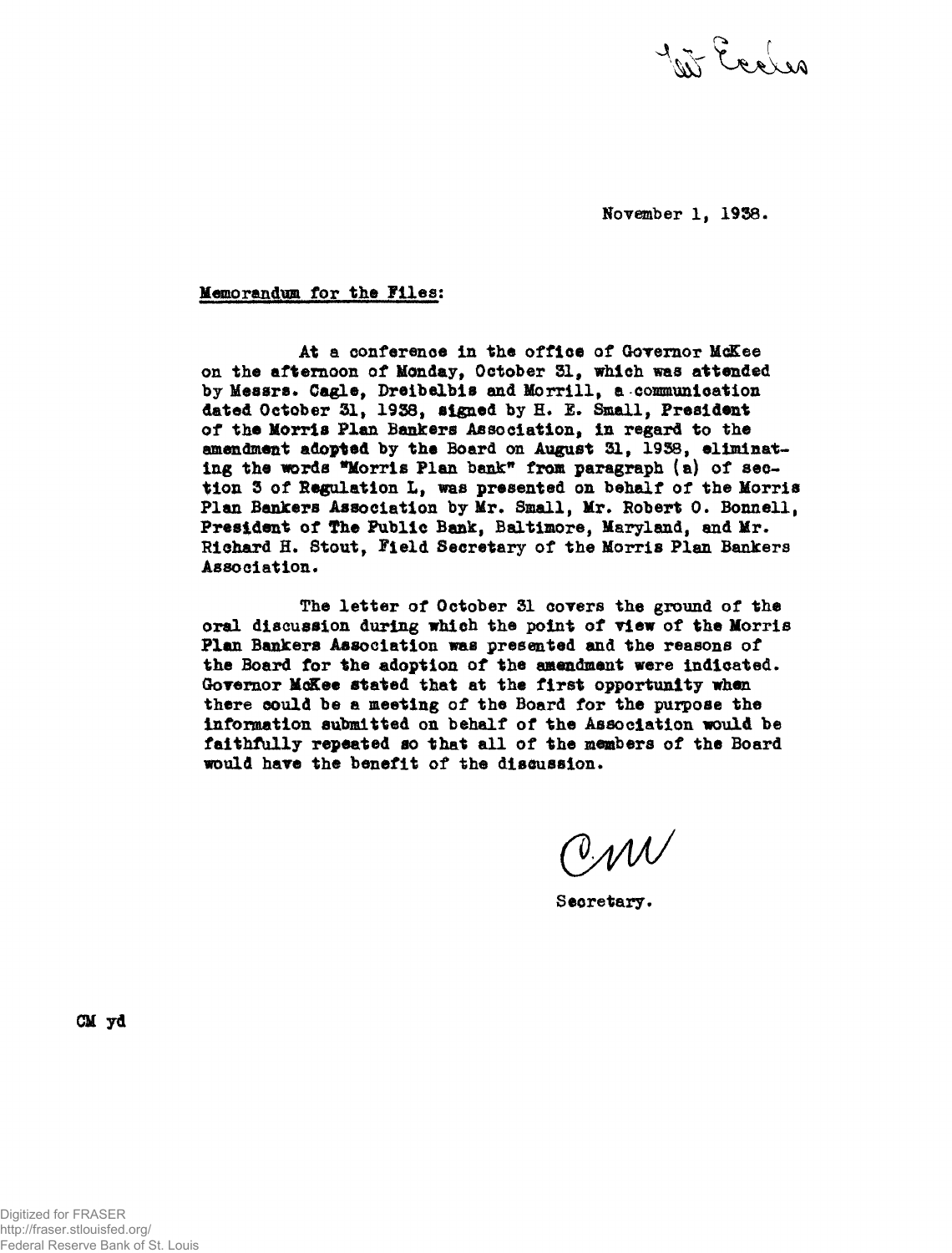To Eccles

November 1, 1938.

**Memorandum for the Files:**

At a conference in the office of Governor McKee on the afternoon of Monday, October 31, which was attended by Messrs. Cagle, Dreibelbis and Morrill, a communication dated October 31, 1938, signed by H. E. Small, President of the Morris Plan Bankers Association, in regard to the amendment adopted by the Board on August 31, 1938, eliminating the words "Morris Plan bank" from paragraph (a) of section 3 of Regulation L, was presented on behalf of the Morris Plan Bankers Association by Mr. Small, Mr. Robert O. Bonnell, President of The Public Bank, Baltimore, Maryland, and Mr. Richard H. Stout, Field Secretary of the Morris Plan Bankers Association.

The letter of October 31 covers the ground of the oral discussion during which the point of view of the Morris Plan Bankers Association was presented and the reasons of the Board for the adoption of the amendment were indicated. Governor McKee stated that at the first opportunity when there could be a meeting of the Board for the purpose the information submitted on behalf of the Association would be faithfully repeated so that all of the members of the Board would have the benefit of the discussion.

CM

Secretary.

CM yd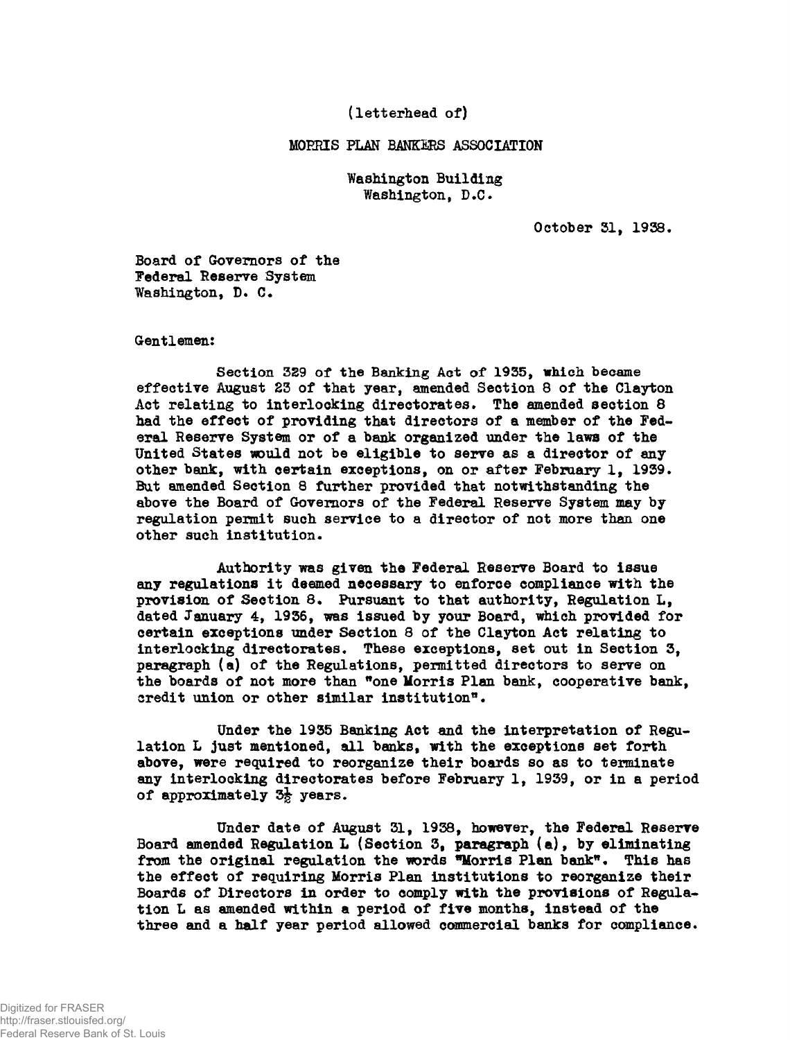(letterhead of)

MORRIS PLAN BANKERS ASSOCIATION

Washington Building
Washington, D.C.

October 31, 1938.

Board of Governors of the
Federal Reserve System
Washington, D. C.

Gentlemen:

Section 329 of the Banking Act of 1935, which became effective August 23 of that year, amended Section 8 of the Clayton Act relating to interlocking directorates. The amended section 8 had the effect of providing that directors of a member of the Federal Reserve System or of a bank organized under the laws of the United States would not be eligible to serve as a director of any other bank, with certain exceptions, on or after February 1, 1939. But amended Section 8 further provided that notwithstanding the above the Board of Governors of the Federal Reserve System may by regulation permit such service to a director of not more than one other such institution.

Authority was given the Federal Reserve Board to issue any regulations it deemed necessary to enforce compliance with the provision of Section 8. Pursuant to that authority, Regulation L, dated January 4, 1936, was issued by your Board, which provided for certain exceptions under Section 8 of the Clayton Act relating to interlocking directorates. These exceptions, set out in Section 3, paragraph (a) of the Regulations, permitted directors to serve on the boards of not more than "one Morris Plan bank, cooperative bank, credit union or other similar institution".

Under the 1935 Banking Act and the interpretation of Regulation L just mentioned, all banks, with the exceptions set forth above, were required to reorganize their boards so as to terminate any interlocking directorates before February 1, 1939, or in a period of approximately 3½ years.

Under date of August 31, 1938, however, the Federal Reserve Board amended Regulation L (Section 3, paragraph (a), by eliminating from the original regulation the words "Morris Plan bank". This has the effect of requiring Morris Plan institutions to reorganize their Boards of Directors in order to comply with the provisions of Regulation L as amended within a period of five months, instead of the three and a half year period allowed commercial banks for compliance.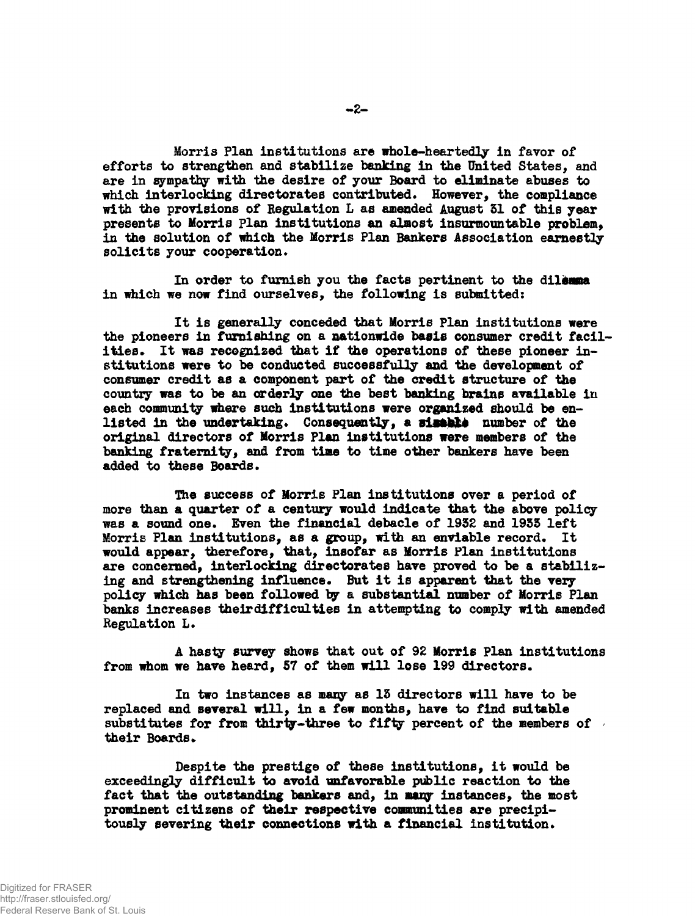Morris Plan institutions are whole-heartedly in favor of efforts to strengthen and stabilize banking in the United States, and are in sympathy with the desire of your Board to eliminate abuses to which interlocking directorates contributed. However, the compliance with the provisions of Regulation L as amended August 31 of this year presents to Morris Plan institutions an almost insurmountable problem, in the solution of which the Morris Plan Bankers Association earnestly solicits your cooperation.

In order to furnish you the facts pertinent to the dilemma in which we now find ourselves, the following is submitted:

It is generally conceded that Morris Plan institutions were the pioneers in furnishing on a nationwide basis consumer credit facilities. It was recognized that if the operations of these pioneer institutions were to be conducted successfully and the development of consumer credit as a component part of the credit structure of the country was to be an orderly one the best banking brains available in each community where such institutions were organized should be enlisted in the undertaking. Consequently, a sizable number of the original directors of Morris Plan institutions were members of the banking fraternity, and from time to time other bankers have been added to these Boards.

The success of Morris Plan institutions over a period of more than a quarter of a century would indicate that the above policy was a sound one. Even the financial debacle of 1932 and 1933 left Morris Plan institutions, as a group, with an enviable record. It would appear, therefore, that, insofar as Morris Plan institutions are concerned, interlocking directorates have proved to be a stabilizing and strengthening influence. But it is apparent that the very policy which has been followed by a substantial number of Morris Plan banks increases theirdifficulties in attempting to comply with amended Regulation L.

A hasty survey shows that out of 92 Morris Plan institutions from whom we have heard, 57 of them will lose 199 directors.

In two instances as many as 13 directors will have to be replaced and several will, in a few months, have to find suitable substitutes for from thirty-three to fifty percent of the members of their Boards.

Despite the prestige of these institutions, it would be exceedingly difficult to avoid unfavorable public reaction to the fact that the outstanding bankers and, in many instances, the most prominent citizens of their respective communities are precipitously severing their connections with a financial institution.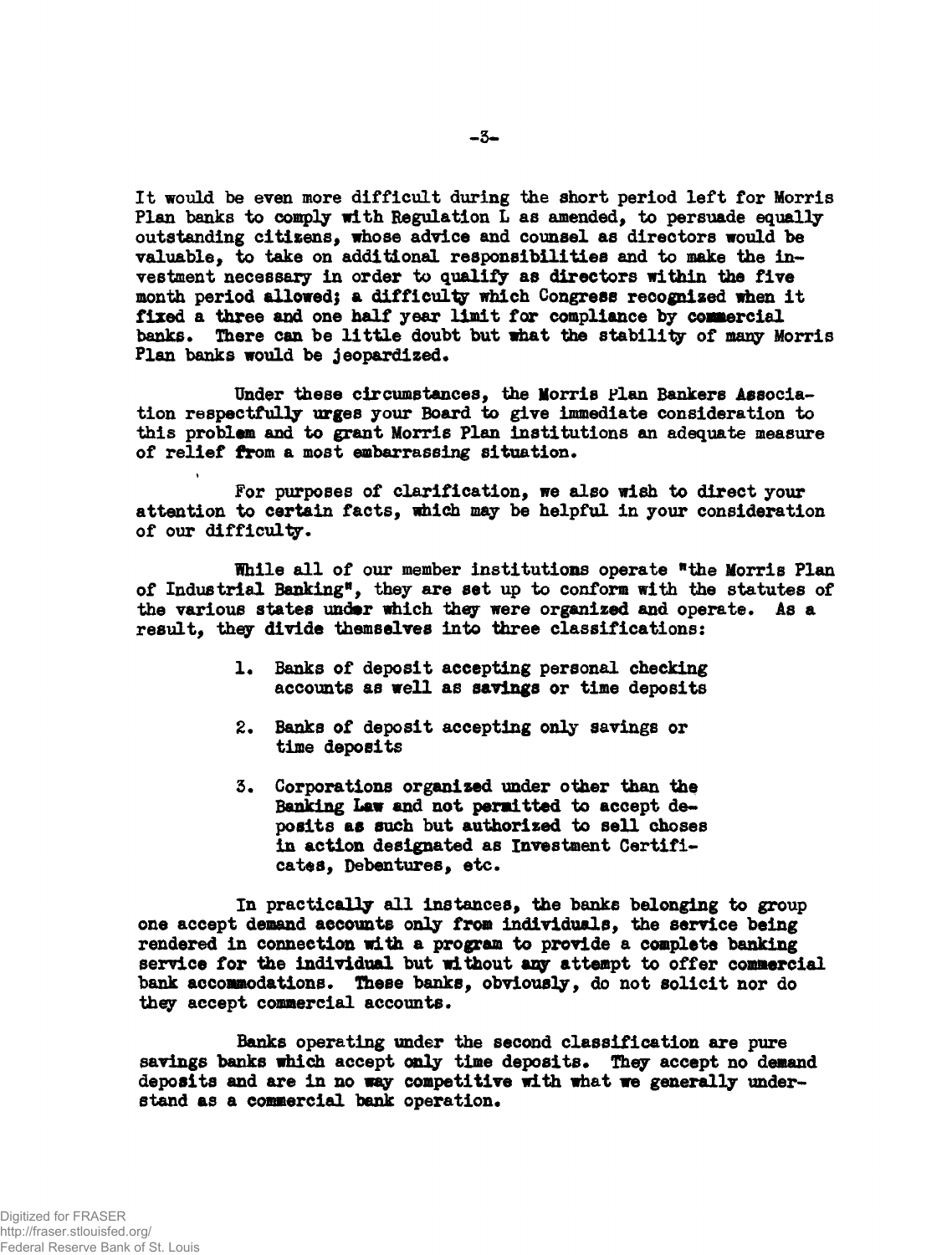It would be even more difficult during the short period left for Morris Plan banks to comply with Regulation L as amended, to persuade equally outstanding citizens, whose advice and counsel as directors would be valuable, to take on additional responsibilities and to make the investment necessary in order to qualify as directors within the five month period allowed; a difficulty which Congress recognized when it fixed a three and one half year limit for compliance by commercial banks. There can be little doubt but what the stability of many Morris Plan banks would be jeopardized.

Under these circumstances, the Morris Plan Bankers Association respectfully urges your Board to give immediate consideration to this problem and to grant Morris Plan institutions an adequate measure of relief from a most embarrassing situation.

For purposes of clarification, we also wish to direct your attention to certain facts, which may be helpful in your consideration of our difficulty.

While all of our member institutions operate "the Morris Plan of Industrial Banking", they are set up to conform with the statutes of the various states under which they were organized and operate. As a result, they divide themselves into three classifications:

1. Banks of deposit accepting personal checking accounts as well as savings or time deposits

2. Banks of deposit accepting only savings or time deposits

3. Corporations organized under other than the Banking Law and not permitted to accept deposits as such but authorized to sell choses in action designated as Investment Certificates, Debentures, etc.

In practically all instances, the banks belonging to group one accept demand accounts only from individuals, the service being rendered in connection with a program to provide a complete banking service for the individual but without any attempt to offer commercial bank accommodations. These banks, obviously, do not solicit nor do they accept commercial accounts.

Banks operating under the second classification are pure savings banks which accept only time deposits. They accept no demand deposits and are in no way competitive with what we generally understand as a commercial bank operation.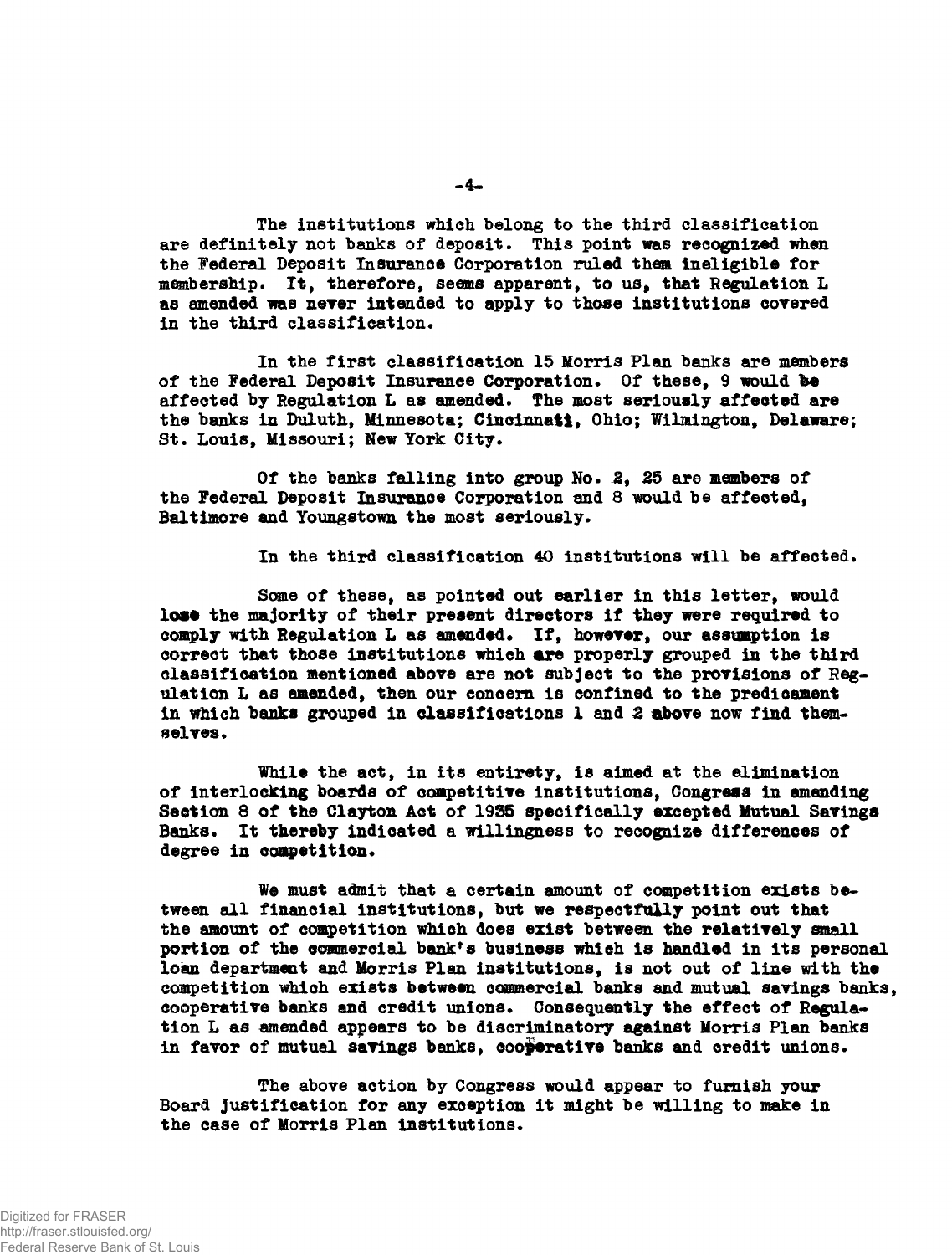The institutions which belong to the third classification are definitely not banks of deposit. This point was recognized when the Federal Deposit Insurance Corporation ruled them ineligible for membership. It, therefore, seems apparent, to us, that Regulation L as amended was never intended to apply to those institutions covered in the third classification.

In the first classification 15 Morris Plan banks are members of the Federal Deposit Insurance Corporation. Of these, 9 would be affected by Regulation L as amended. The most seriously affected are the banks in Duluth, Minnesota; Cincinnati, Ohio; Wilmington, Delaware; St. Louis, Missouri; New York City.

Of the banks falling into group No. 2, 25 are members of the Federal Deposit Insurance Corporation and 8 would be affected, Baltimore and Youngstown the most seriously.

In the third classification 40 institutions will be affected.

Some of these, as pointed out earlier in this letter, would lose the majority of their present directors if they were required to comply with Regulation L as amended. If, however, our assumption is correct that those institutions which are properly grouped in the third classification mentioned above are not subject to the provisions of Regulation L as amended, then our concern is confined to the predicament in which banks grouped in classifications 1 and 2 above now find themselves.

While the act, in its entirety, is aimed at the elimination of interlocking boards of competitive institutions, Congress in amending Section 8 of the Clayton Act of 1935 specifically excepted Mutual Savings Banks. It thereby indicated a willingness to recognize differences of degree in competition.

We must admit that a certain amount of competition exists between all financial institutions, but we respectfully point out that the amount of competition which does exist between the relatively small portion of the commercial bank's business which is handled in its personal loan department and Morris Plan institutions, is not out of line with the competition which exists between commercial banks and mutual savings banks, cooperative banks and credit unions. Consequently the effect of Regulation L as amended appears to be discriminatory against Morris Plan banks in favor of mutual savings banks, cooperative banks and credit unions.

The above action by Congress would appear to furnish your Board justification for any exception it might be willing to make in the case of Morris Plan institutions.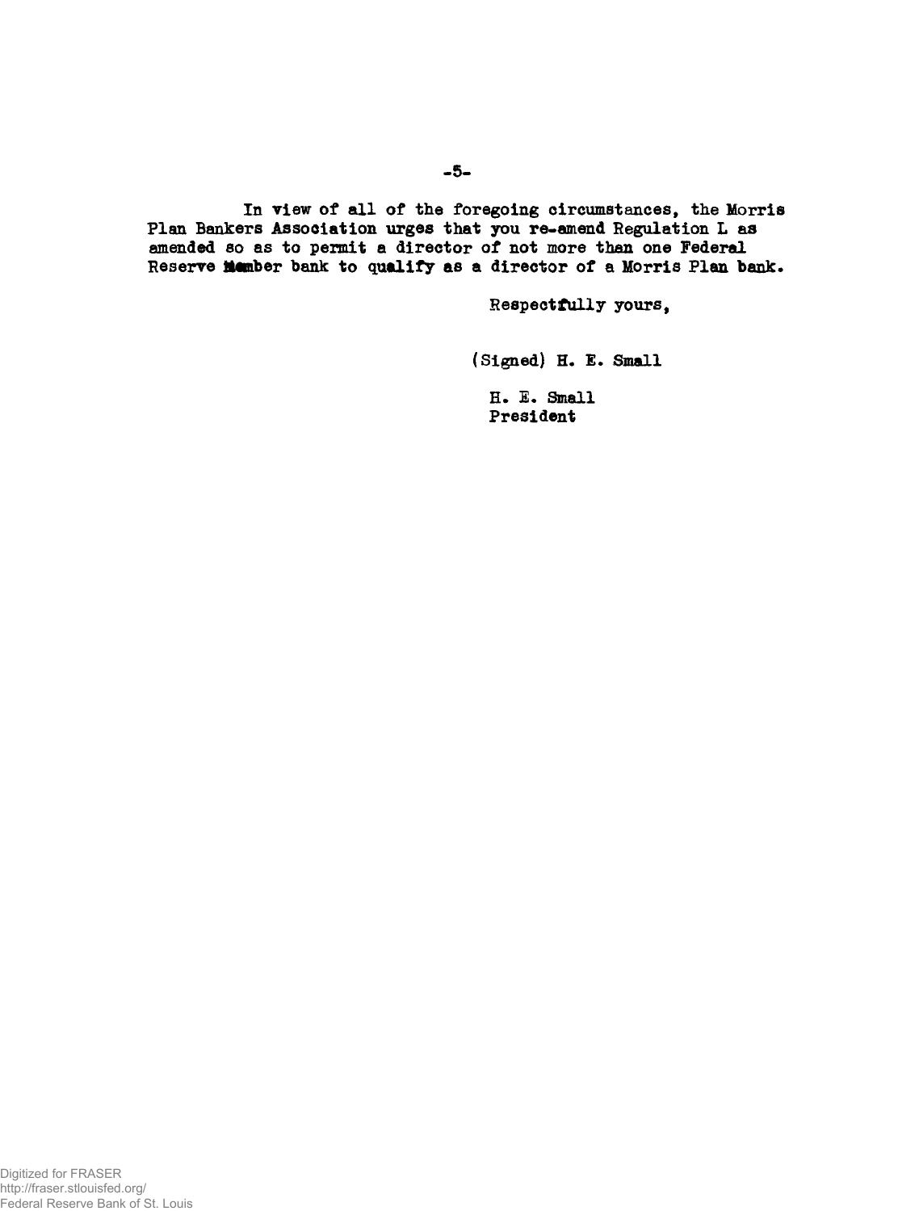In view of all of the foregoing circumstances, the Morris Plan Bankers Association urges that you re-amend Regulation L as amended so as to permit a director of not more than one Federal Reserve member bank to qualify as a director of a Morris Plan bank.

Respectfully yours,

(Signed) H. E. Small

H. E. Small
President